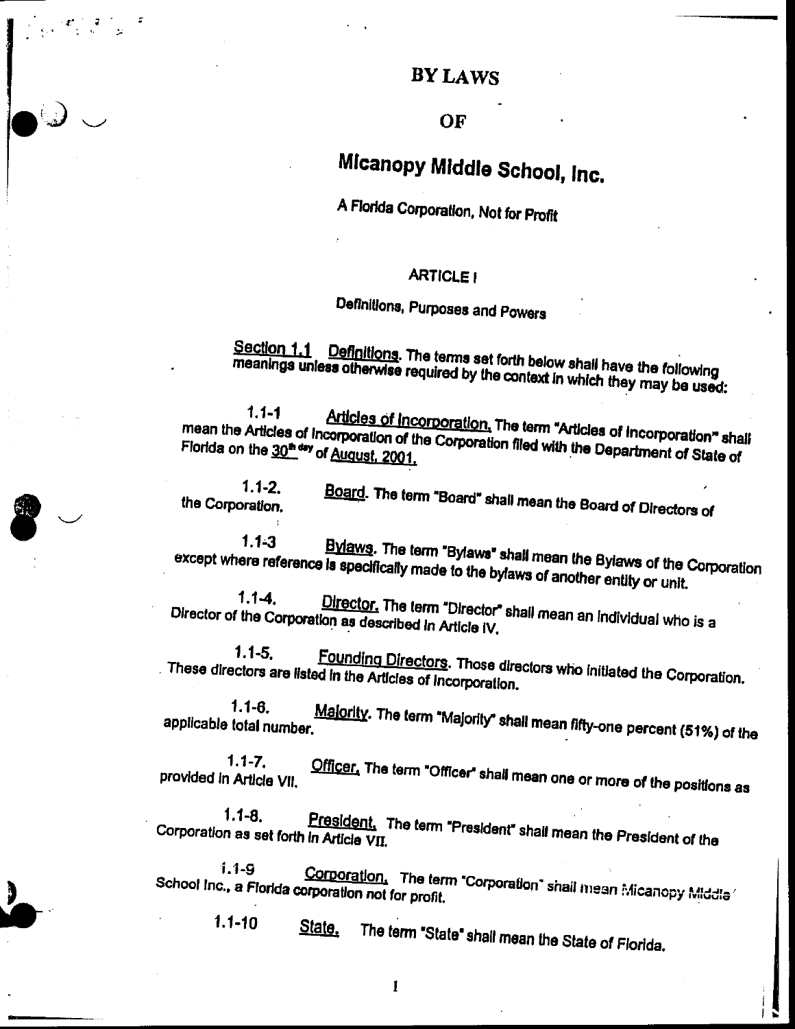# BY LAWS

## OF

# Micanopy Middle School, Inc.

A Florida Corporation, Not for Profit

## ARTICLE I

### Definitions, Purposes and Powers

Section 1.1 Definitions. The terms set forth below shall have the following meanings unless otherwise required by the context in which they may be used:

1.1-1 Articles of Incorporation. The term "Articles of Incorporation" shall mean the Articles of Incorporation of the Corporation filed with the Department of State of Florida on the 30th day of August, 2001.

1.1-2. Board. The term "Board" shall mean the Board of Directors of the Corporation.

1.1-3 Bylaws. The term "Bylaws" shall mean the Bylaws of the Corporation except where reference is specifically made to the bylaws of another entity or unit.

1.1-4. Director. The term "Director" shall mean an individual who is a Director of the Corporation as described in Article IV.

1.1-5. Founding Directors. Those directors who initiated the Corporation. These directors are listed in the Articles of Incorporation.

1.1-6. Majority. The term "Majority" shall mean fifty-one percent (51%) of the applicable total number.

1.1-7. Officer. The term "Officer" shall mean one or more of the positions as provided in Article VII.

1.1-8. President. The term "President" shall mean the President of the Corporation as set forth in Article VII.

1.1-9 Corporation. The term "Corporation" shall mean Micanopy Middle School Inc., a Florida corporation not for profit.

1.1-10 State. The term "State" shall mean the State of Florida.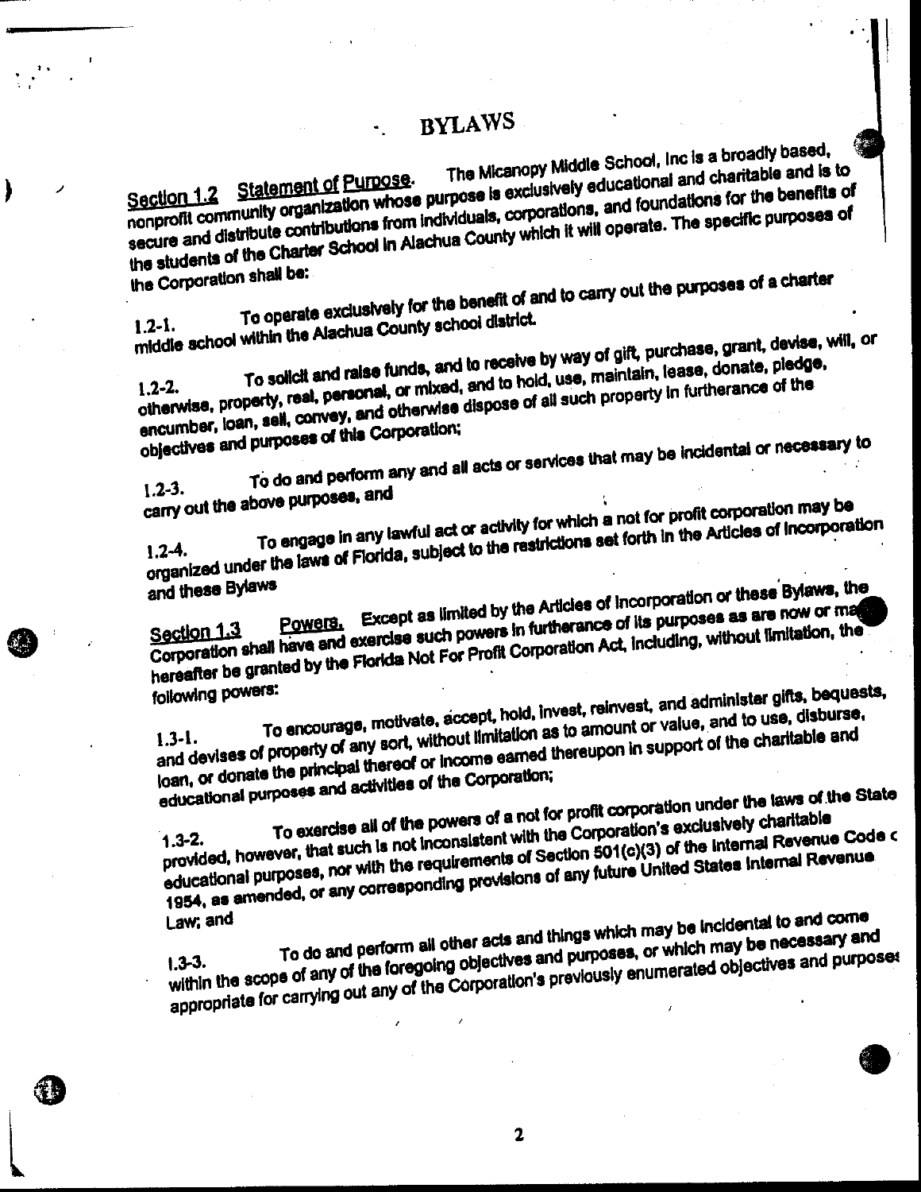# BYLAWS

Section 1.2 Statement of Purpose. The Micanopy Middle School, Inc is a broadly based, nonprofit community organization whose purpose is exclusively educational and charitable and is to secure and distribute contributions from individuals, corporations, and foundations for the benefits of the students of the Charter School in Alachua County which it will operate. The specific purposes of the Corporation shall be:

1.2-1. To operate exclusively for the benefit of and to carry out the purposes of a charter middle school within the Alachua County school district.

1.2-2. To solicit and raise funds, and to receive by way of gift, purchase, grant, devise, will, or otherwise, property, real, personal, or mixed, and to hold, use, maintain, lease, donate, pledge, encumber, loan, sell, convey, and otherwise dispose of all such property in furtherance of the objectives and purposes of this Corporation;

1.2-3. To do and perform any and all acts or services that may be incidental or necessary to carry out the above purposes, and

1.2-4. To engage in any lawful act or activity for which a not for profit corporation may be organized under the laws of Florida, subject to the restrictions set forth in the Articles of Incorporation and these Bylaws

Section 1.3 Powers. Except as limited by the Articles of Incorporation or these Bylaws, the Corporation shall have and exercise such powers in furtherance of its purposes as are now or may hereafter be granted by the Florida Not For Profit Corporation Act, including, without limitation, the following powers:

1.3-1. To encourage, motivate, accept, hold, invest, reinvest, and administer gifts, bequests, and devises of property of any sort, without limitation as to amount or value, and to use, disburse, loan, or donate the principal thereof or income earned thereupon in support of the charitable and educational purposes and activities of the Corporation;

1.3-2. To exercise all of the powers of a not for profit corporation under the laws of the State provided, however, that such is not inconsistent with the Corporation's exclusively charitable educational purposes, nor with the requirements of Section 501(c)(3) of the Internal Revenue Code of 1954, as amended, or any corresponding provisions of any future United States Internal Revenue Law; and

1.3-3. To do and perform all other acts and things which may be incidental to and come within the scope of any of the foregoing objectives and purposes, or which may be necessary and appropriate for carrying out any of the Corporation's previously enumerated objectives and purposes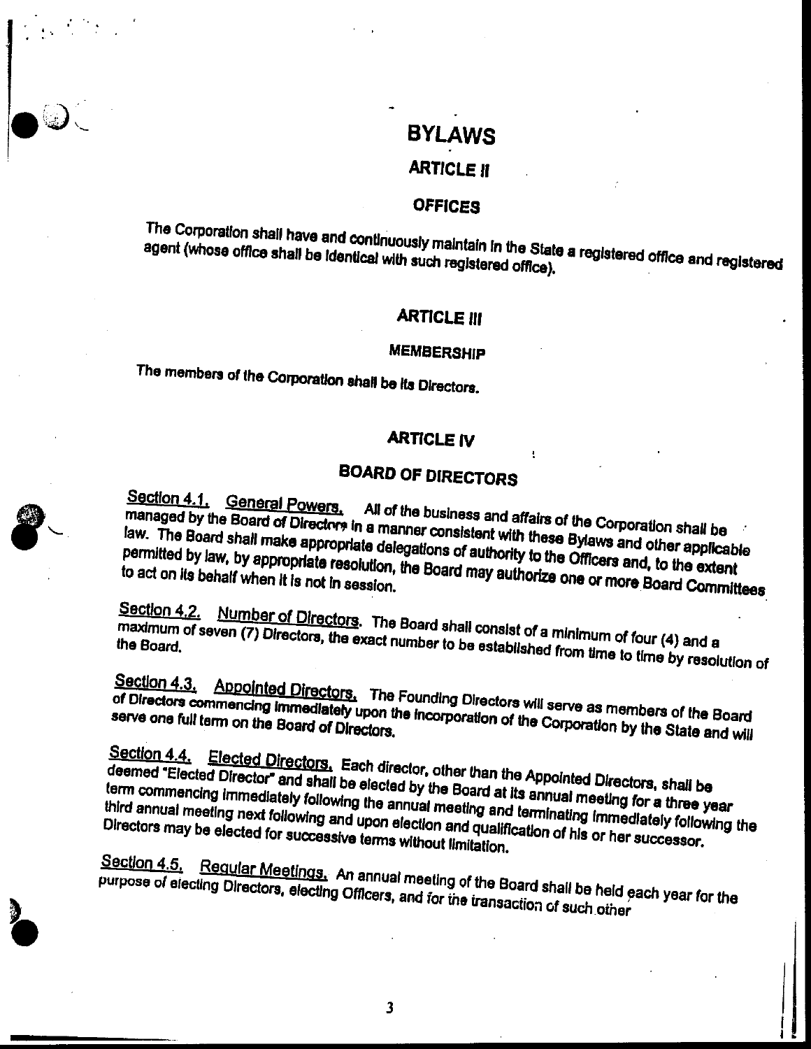# BYLAWS

## ARTICLE II

### OFFICES

The Corporation shall have and continuously maintain in the State a registered office and registered agent (whose office shall be identical with such registered office).

## ARTICLE III

### MEMBERSHIP

The members of the Corporation shall be its Directors.

## ARTICLE IV

### BOARD OF DIRECTORS

Section 4.1. General Powers. All of the business and affairs of the Corporation shall be managed by the Board of Directors in a manner consistent with these Bylaws and other applicable law. The Board shall make appropriate delegations of authority to the Officers and, to the extent permitted by law, by appropriate resolution, the Board may authorize one or more Board Committees to act on its behalf when it is not in session.

Section 4.2. Number of Directors. The Board shall consist of a minimum of four (4) and a maximum of seven (7) Directors, the exact number to be established from time to time by resolution of the Board.

Section 4.3. Appointed Directors. The Founding Directors will serve as members of the Board of Directors commencing immediately upon the incorporation of the Corporation by the State and will serve one full term on the Board of Directors.

Section 4.4. Elected Directors. Each director, other than the Appointed Directors, shall be deemed "Elected Director" and shall be elected by the Board at its annual meeting for a three year term commencing immediately following the annual meeting and terminating immediately following the third annual meeting next following and upon election and qualification of his or her successor. Directors may be elected for successive terms without limitation.

Section 4.5. Regular Meetings. An annual meeting of the Board shall be held each year for the purpose of electing Directors, electing Officers, and for the transaction of such other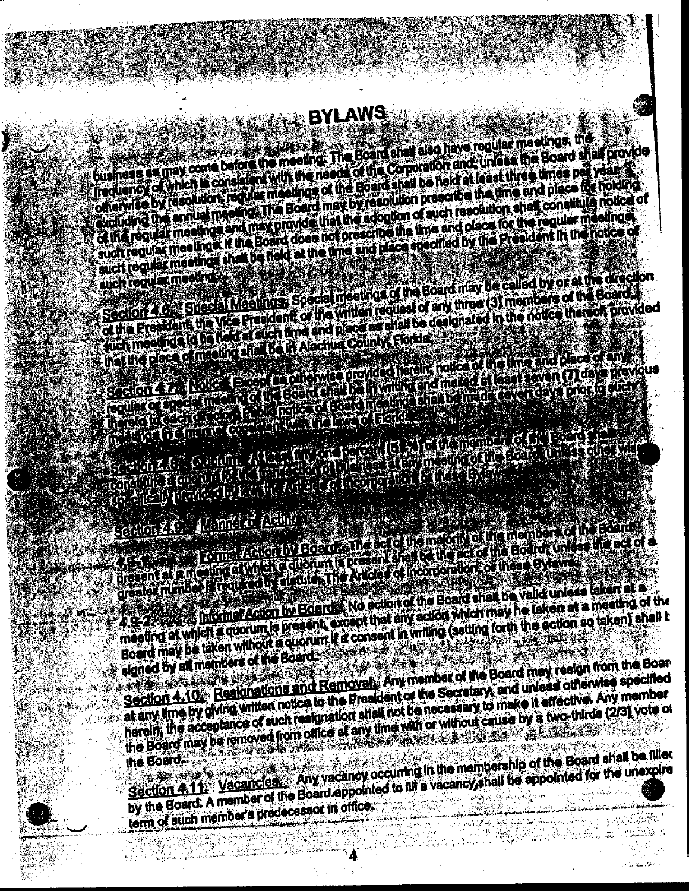# BYLAWS

business as may come before the meeting. The Board shall also have regular meetings, the frequency of which is consistent with the needs of the Corporation and, unless the Board shall provide otherwise by resolution, regular meetings of the Board shall be held at least three times per year, excluding the annual meeting. The Board may by resolution prescribe the time and place for holding of the regular meetings and may provide that the adoption of such resolution shall constitute notice of such regular meetings. If the Board does not prescribe the time and place for the regular meetings, such regular meetings shall be held at the time and place specified by the President in the notice of such regular meeting.

**Section 4.6. Special Meetings.** Special meetings of the Board may be called by or at the direction of the President, the Vice President, or the written request of any three (3) members of the Board, such meetings to be held at such time and place as shall be designated in the notice thereof, provided that the place of meeting shall be in Alachua County, Florida.

**Section 4.7. Notice.** Except as otherwise provided herein, notice of the time and place of any regular or special meeting of the Board shall be in writing and mailed at least seven (7) days previous thereto to each director. Public notice of Board meetings shall be made seven days prior to such meetings in a manner consistent with the laws of Florida.

**Section 4.8. Quorum.** At least fifty-one percent (51%) of the members of the Board shall constitute a quorum for the transaction of business at any meeting of the Board, unless otherwise specifically provided by law, the Articles of Incorporation or these Bylaws.

**Section 4.9. Manner of Acting.**

4.9.1 **Formal Action by Board.** The act of the majority of the members of the Board present at a meeting at which a quorum is present shall be the act of the Board, unless the act of a greater number is required by statute, the Articles of Incorporation, or these Bylaws.

4.9.2 **Informal Action by Board.** No action of the Board shall be valid unless taken at a meeting at which a quorum is present, except that any action which may be taken at a meeting of the Board may be taken without a quorum if a consent in writing (setting forth the action so taken) shall be signed by all members of the Board.

**Section 4.10. Resignations and Removal.** Any member of the Board may resign from the Board at any time by giving written notice to the President or the Secretary, and unless otherwise specified herein, the acceptance of such resignation shall not be necessary to make it effective. Any member of the Board may be removed from office at any time with or without cause by a two-thirds (2/3) vote of the Board.

**Section 4.11. Vacancies.** Any vacancy occurring in the membership of the Board shall be filled by the Board. A member of the Board appointed to fill a vacancy shall be appointed for the unexpired term of such member's predecessor in office.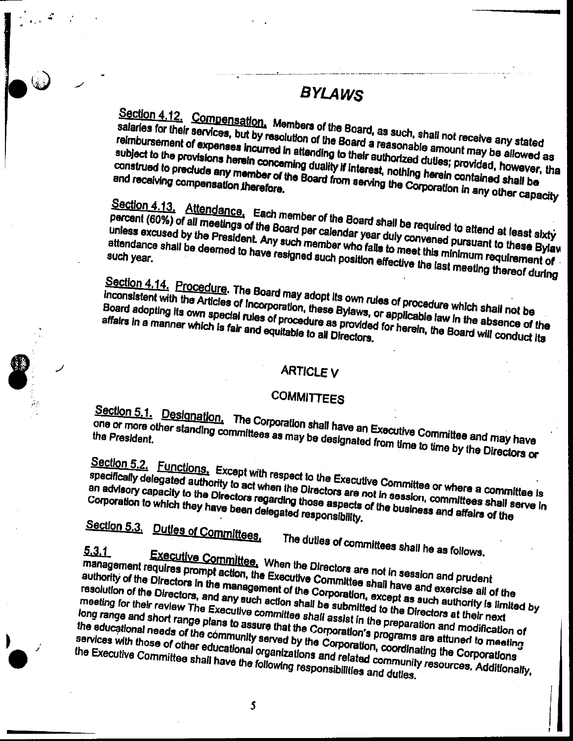# BYLAWS

<u>Section 4.12.</u> <u>Compensation.</u> Members of the Board, as such, shall not receive any stated salaries for their services, but by resolution of the Board a reasonable amount may be allowed as reimbursement of expenses incurred in attending to their authorized duties; provided, however, tha subject to the provisions herein concerning duality if interest, nothing herein contained shall be construed to preclude any member of the Board from serving the Corporation in any other capacity and receiving compensation therefore.

<u>Section 4.13.</u> <u>Attendance.</u> Each member of the Board shall be required to attend at least sixty percent (60%) of all meetings of the Board per calendar year duly convened pursuant to these Bylaw unless excused by the President. Any such member who fails to meet this minimum requirement of attendance shall be deemed to have resigned such position effective the last meeting thereof during such year.

<u>Section 4.14.</u> <u>Procedure.</u> The Board may adopt its own rules of procedure which shall not be inconsistent with the Articles of Incorporation, these Bylaws, or applicable law In the absence of the Board adopting its own special rules of procedure as provided for herein, the Board will conduct its affairs in a manner which is fair and equitable to all Directors.

## ARTICLE V

## COMMITTEES

<u>Section 5.1.</u> <u>Designation.</u> The Corporation shall have an Executive Committee and may have one or more other standing committees as may be designated from time to time by the Directors or the President.

<u>Section 5.2.</u> <u>Functions.</u> Except with respect to the Executive Committee or where a committee is specifically delegated authority to act when the Directors are not in session, committees shall serve in an advisory capacity to the Directors regarding those aspects of the business and affairs of the Corporation to which they have been delegated responsibility.

<u>Section 5.3.</u> <u>Duties of Committees.</u> The duties of committees shall he as follows.

<u>5.3.1</u> <u>Executive Committee.</u> When the Directors are not in session and prudent management requires prompt action, the Executive Committee shall have and exercise all of the authority of the Directors in the management of the Corporation, except as such authority is limited by resolution of the Directors, and any such action shall be submitted to the Directors at their next meeting for their review The Executive committee shall assist in the preparation and modification of long range and short range plans to assure that the Corporation's programs are attuned to meeting the educational needs of the community served by the Corporation, coordinating the Corporations services with those of other educational organizations and related community resources. Additionally, the Executive Committee shall have the following responsibilities and duties.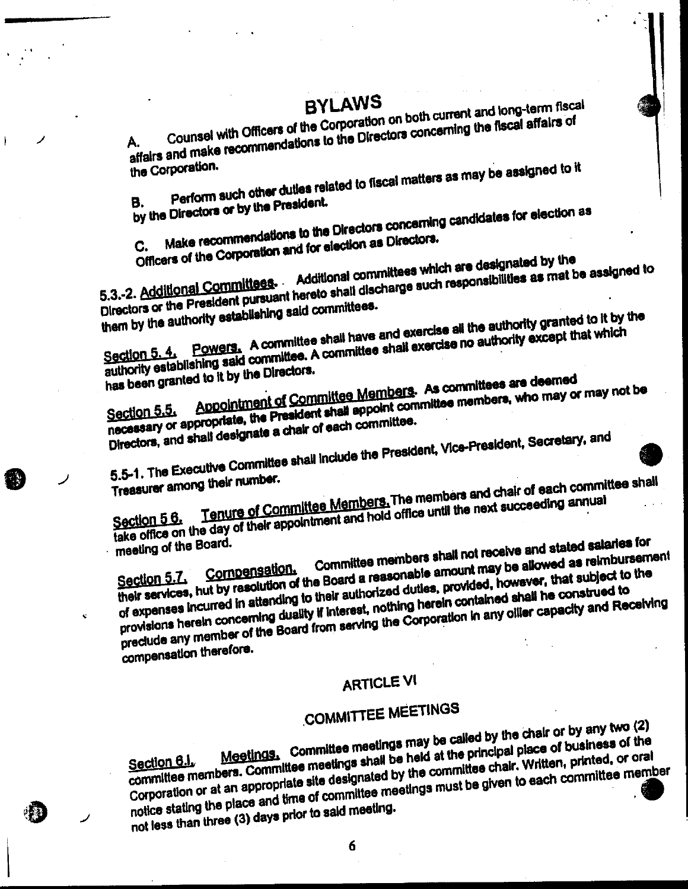# BYLAWS

A. Counsel with Officers of the Corporation on both current and long-term fiscal affairs and make recommendations to the Directors concerning the fiscal affairs of the Corporation.

B. Perform such other duties related to fiscal matters as may be assigned to it by the Directors or by the President.

C. Make recommendations to the Directors concerning candidates for election as Officers of the Corporation and for election as Directors.

5.3.-2. Additional Committees. Additional committees which are designated by the Directors or the President pursuant hereto shall discharge such responsibilities as mat be assigned to them by the authority establishing said committees.

Section 5. 4. Powers. A committee shall have and exercise all the authority granted to it by the authority establishing said committee. A committee shall exercise no authority except that which has been granted to it by the Directors.

Section 5.5. Appointment of Committee Members. As committees are deemed necessary or appropriate, the President shall appoint committee members, who may or may not be Directors, and shall designate a chair of each committee.

5.5-1. The Executive Committee shall include the President, Vice-President, Secretary, and Treasurer among their number.

Section 5 6. Tenure of Committee Members. The members and chair of each committee shall take office on the day of their appointment and hold office until the next succeeding annual meeting of the Board.

Section 5.7. Compensation. Committee members shall not receive and stated salaries for their services, hut by resolution of the Board a reasonable amount may be allowed as reimbursement of expenses incurred in attending to their authorized duties, provided, however, that subject to the provisions herein concerning duality if interest, nothing herein contained shall he construed to preclude any member of the Board from serving the Corporation in any oilier capacity and Receiving compensation therefore.

## ARTICLE VI

## COMMITTEE MEETINGS

Section 6.l. Meetings. Committee meetings may be called by the chair or by any two (2) committee members. Committee meetings shall be held at the principal place of business of the Corporation or at an appropriate site designated by the committee chair. Written, printed, or oral notice stating the place and time of committee meetings must be given to each committee member not less than three (3) days prior to said meeting.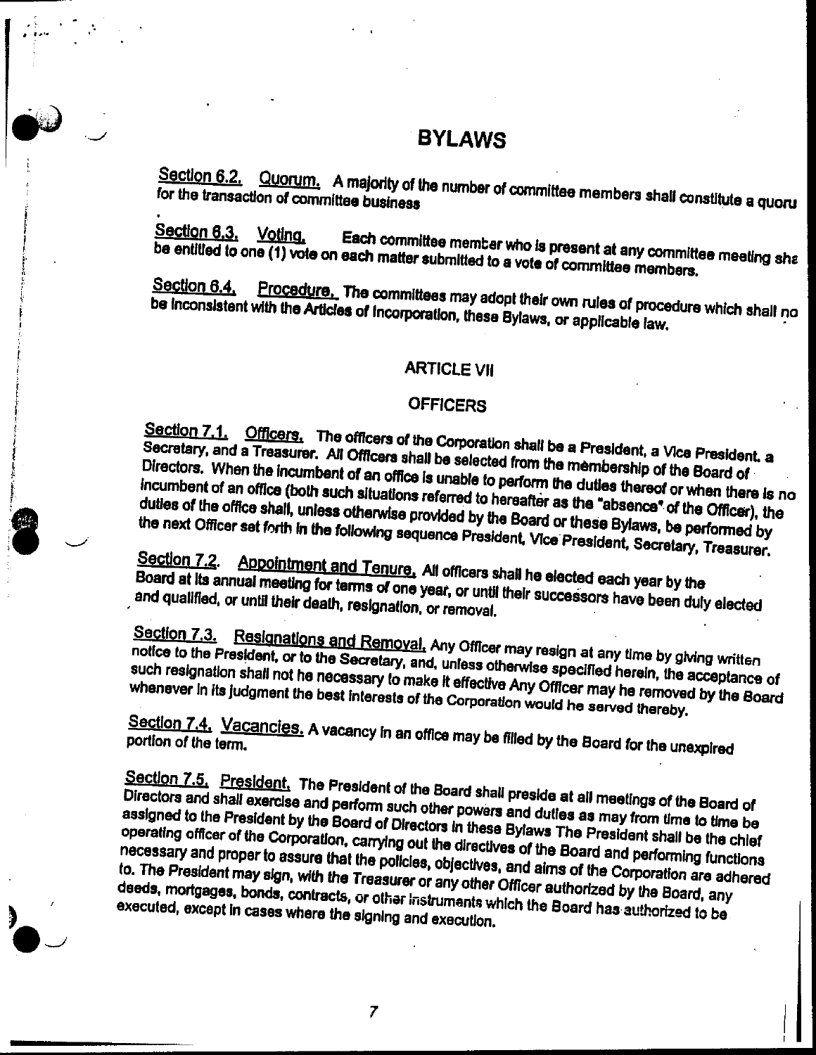# BYLAWS

<u>Section 6.2.</u> <u>Quorum.</u> A majority of the number of committee members shall constitute a quoru for the transaction of committee business

<u>Section 6.3.</u> <u>Voting.</u> Each committee member who is present at any committee meeting sha be entitled to one (1) vote on each matter submitted to a vote of committee members.

<u>Section 6.4.</u> <u>Procedure.</u> The committees may adopt their own rules of procedure which shall no be inconsistent with the Articles of Incorporation, these Bylaws, or applicable law.

## ARTICLE VII

## OFFICERS

<u>Section 7.1.</u> <u>Officers.</u> The officers of the Corporation shall be a President, a Vice President, a Secretary, and a Treasurer. All Officers shall be selected from the membership of the Board of Directors. When the incumbent of an office is unable to perform the duties thereof or when there is no incumbent of an office (both such situations referred to hereafter as the "absence" of the Officer), the duties of the office shall, unless otherwise provided by the Board or these Bylaws, be performed by the next Officer set forth in the following sequence President, Vice President, Secretary, Treasurer.

<u>Section 7.2.</u> <u>Appointment and Tenure.</u> All officers shall he elected each year by the Board at its annual meeting for terms of one year, or until their successors have been duly elected and qualified, or until their death, resignation, or removal.

<u>Section 7.3.</u> <u>Resignations and Removal.</u> Any Officer may resign at any time by giving written notice to the President, or to the Secretary, and, unless otherwise specified herein, the acceptance of such resignation shall not he necessary to make it effective Any Officer may he removed by the Board whenever in its judgment the best interests of the Corporation would he served thereby.

<u>Section 7.4.</u> <u>Vacancies.</u> A vacancy in an office may be filled by the Board for the unexpired portion of the term.

<u>Section 7.5.</u> <u>President.</u> The President of the Board shall preside at all meetings of the Board of Directors and shall exercise and perform such other powers and duties as may from time to time be assigned to the President by the Board of Directors in these Bylaws The President shall be the chief operating officer of the Corporation, carrying out the directives of the Board and performing functions necessary and proper to assure that the policies, objectives, and aims of the Corporation are adhered to. The President may sign, with the Treasurer or any other Officer authorized by the Board, any deeds, mortgages, bonds, contracts, or other instruments which the Board has authorized to be executed, except in cases where the signing and execution.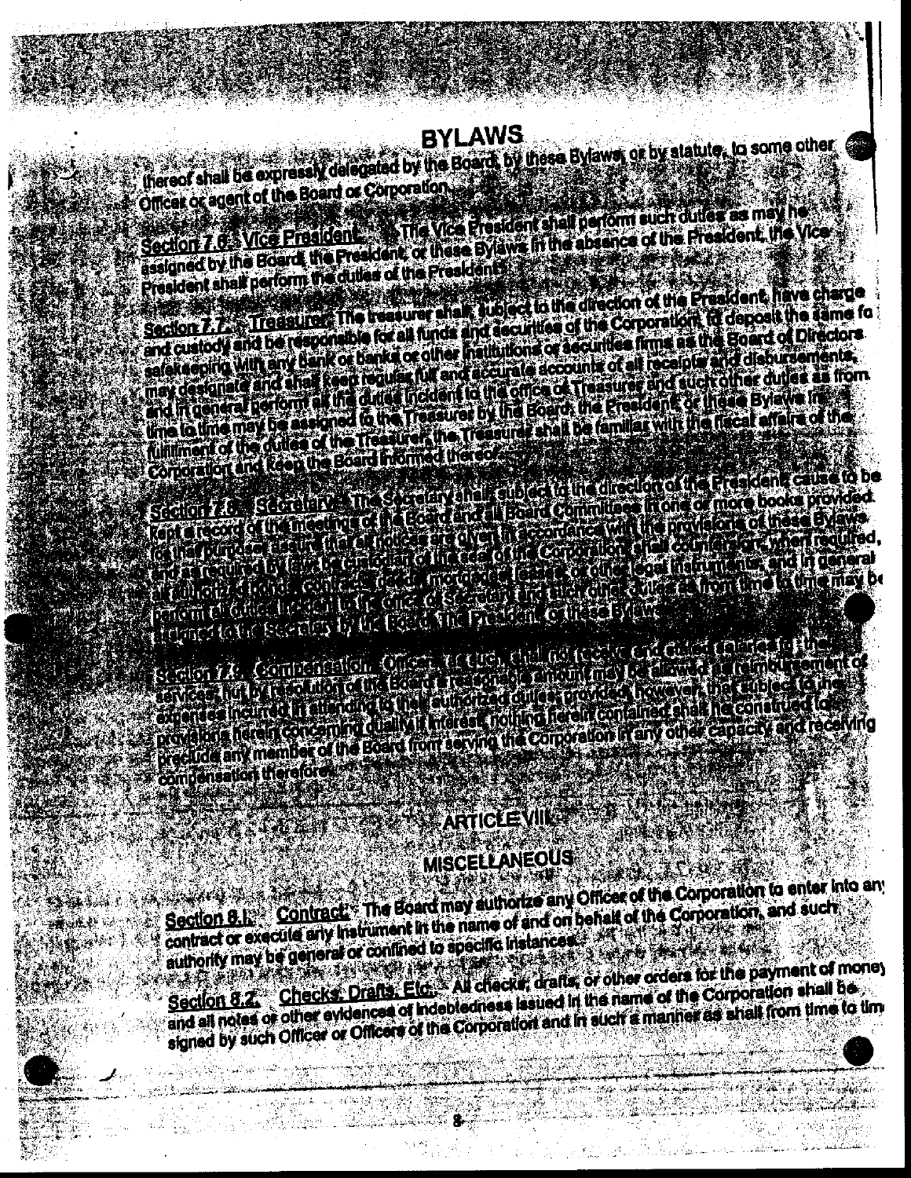thereof shall be expressly delegated by the Board, by these Bylaws, or by statute, to some other Officer or agent of the Board or Corporation.

Section 7.6. Vice President. The Vice President shall perform such duties as may be assigned by the Board, the President, or these Bylaws. In the absence of the President, the Vice President shall perform the duties of the President.

Section 7.7. Treasurer. The treasurer shall, subject to the direction of the President, have charge and custody and be responsible for all funds and securities of the Corporation, to deposit the same for safekeeping with any bank or banks or other institutions or securities firms as the Board of Directors may designate and shall keep regular full and accurate accounts of all receipts and disbursements, and in general perform all the duties incident to the office of Treasurer and such other duties as from time to time may be assigned to the Treasurer by the Board, the President or these Bylaws. In fulfillment of the duties of the Treasurer, the Treasurer shall be familiar with the fiscal affairs of the Corporation and keep the Board informed thereof.

Section 7.8. Secretary. The Secretary shall, subject to the direction of the President, cause to be kept a record of the meetings of the Board and all Board Committees in one or more books provided for that purpose, assure that all notices are given in accordance with the provisions of these Bylaws and as required by law, be custodian of the seal of the Corporation, shall countersign, when required, all authorized bonds, contracts, deeds, mortgages, leases or other legal instruments, and in general perform all duties incident to the office of Secretary and such other duties as from time to time may be assigned to the Secretary by the Board, the President, or these Bylaws.

Section 7.9. Compensation. Officers, as such, shall not receive and stated salaries for their services, but by resolution of the Board a reasonable amount may be allowed as reimbursement of expenses incurred in attending to their authorized duties; provided, however, that subject to the provisions herein concerning duality of interest, nothing herein contained shall be construed to preclude any member of the Board from serving the Corporation in any other capacity and receiving compensation therefore.

## ARTICLE VIII

## MISCELLANEOUS

Section 8.1. Contract. The Board may authorize any Officer of the Corporation to enter into any contract or execute any instrument in the name of and on behalf of the Corporation, and such authority may be general or confined to specific instances.

Section 8.2. Checks, Drafts, Etc. All checks, drafts, or other orders for the payment of money and all notes or other evidences of indebtedness issued in the name of the Corporation shall be signed by such Officer or Officers of the Corporation and in such a manner as shall from time to time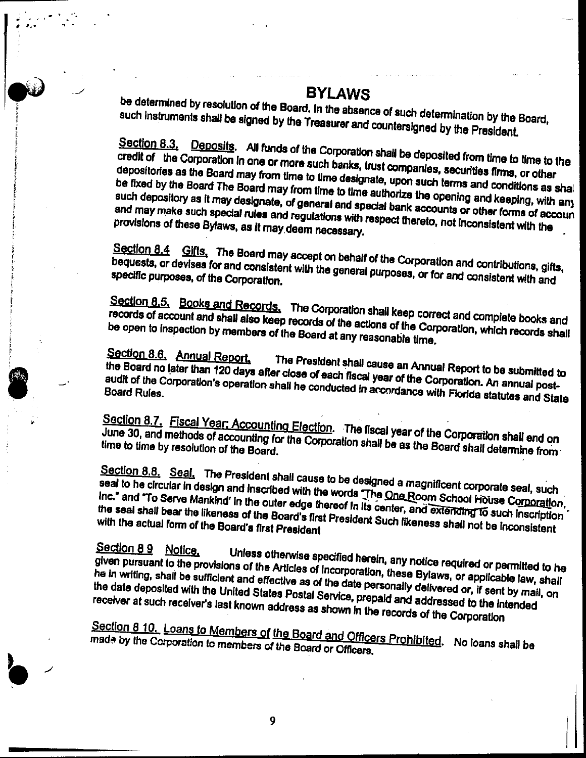# BYLAWS

be determined by resolution of the Board. In the absence of such determination by the Board, such instruments shall be signed by the Treasurer and countersigned by the President.

<u>Section 8.3.</u> <u>Deposits</u>. All funds of the Corporation shall be deposited from time to time to the credit of the Corporation in one or more such banks, trust companies, securities firms, or other depositories as the Board may from time to time designate, upon such terms and conditions as shal be fixed by the Board The Board may from time to time authorize the opening and keeping, with any such depository as it may designate, of general and special bank accounts or other forms of accoun and may make such special rules and regulations with respect thereto, not inconsistent with the provisions of these Bylaws, as it may deem necessary.

<u>Section 8.4</u> <u>Gifts.</u> The Board may accept on behalf of the Corporation and contributions, gifts, bequests, or devises for and consistent with the general purposes, or for and consistent with and specific purposes, of the Corporation.

<u>Section 8.5.</u> <u>Books and Records.</u> The Corporation shall keep correct and complete books and records of account and shall also keep records of the actions of the Corporation, which records shall be open to inspection by members of the Board at any reasonable time.

<u>Section 8.6.</u> <u>Annual Report.</u> The President shall cause an Annual Report to be submitted to the Board no later than 120 days after close of each fiscal year of the Corporation. An annual post-audit of the Corporation's operation shall he conducted in accordance with Florida statutes and State Board Rules.

<u>Section 8.7.</u> <u>Fiscal Year; Accounting Election</u>. The fiscal year of the Corporation shall end on June 30, and methods of accounting for the Corporation shall be as the Board shall determine from time to time by resolution of the Board.

<u>Section 8.8.</u> <u>Seal.</u> The President shall cause to be designed a magnificent corporate seal, such seal to he circular in design and inscribed with the words "The One Room School House Corporation, Inc." and "To Serve Mankind' in the outer edge thereof In its center, and extending to such inscription the seal shall bear the likeness of the Board's first President Such likeness shall not be inconsistent with the actual form of the Board's first President

<u>Section 8 9</u> <u>Notice.</u> Unless otherwise specified herein, any notice required or permitted to he given pursuant to the provisions of the Articles of Incorporation, these Bylaws, or applicable law, shall he in writing, shall be sufficient and effective as of the date personally delivered or, if sent by mail, on the date deposited with the United States Postal Service, prepaid and addressed to the intended receiver at such receiver's last known address as shown in the records of the Corporation

<u>Section 8 10.</u> <u>Loans to Members of the Board and Officers Prohibited</u>. No loans shall be made by the Corporation to members of the Board or Officers.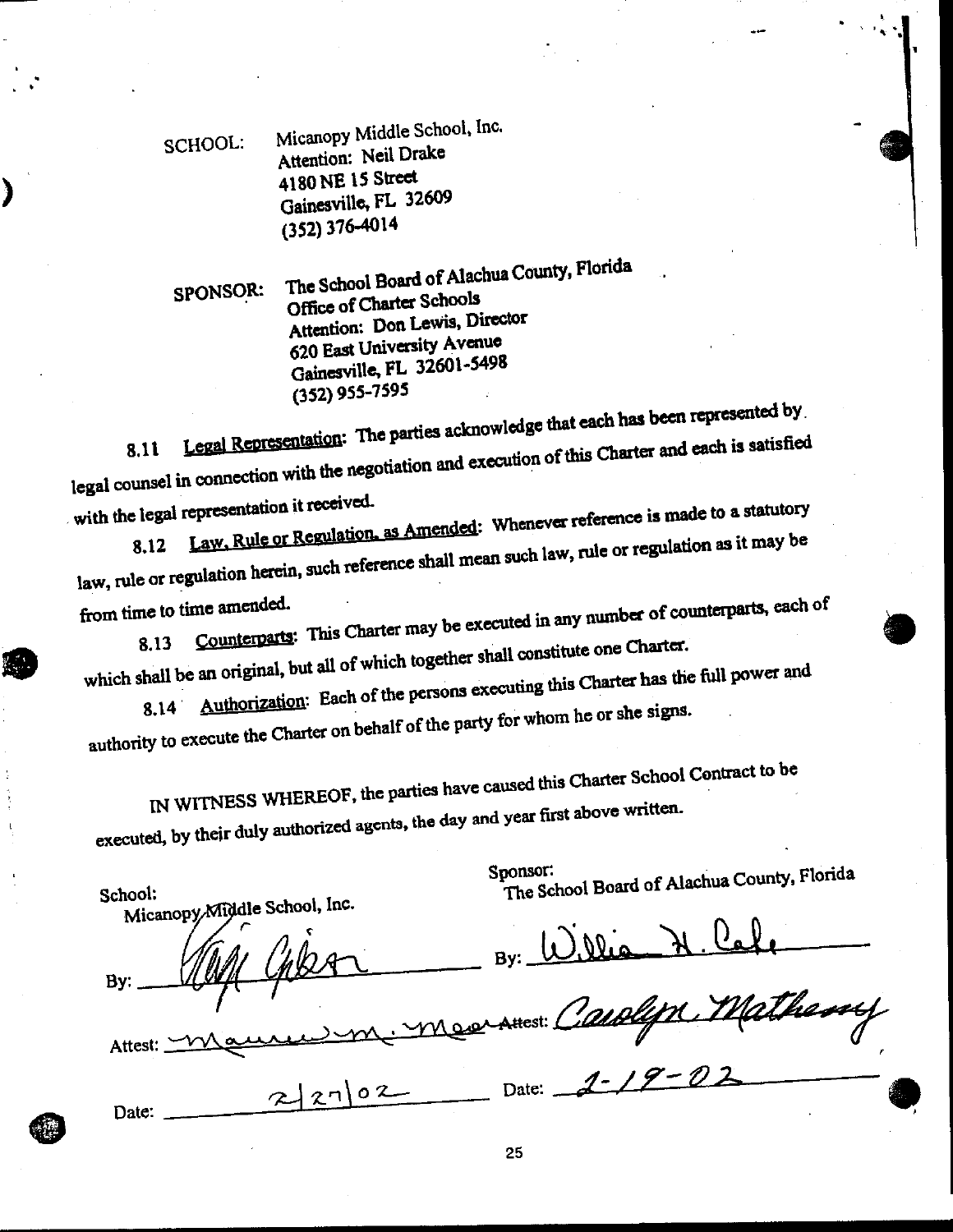SCHOOL: Micanopy Middle School, Inc.
Attention: Neil Drake
4180 NE 15 Street
Gainesville, FL 32609
(352) 376-4014

SPONSOR: The School Board of Alachua County, Florida
Office of Charter Schools
Attention: Don Lewis, Director
620 East University Avenue
Gainesville, FL 32601-5498
(352) 955-7595

8.11 Legal Representation: The parties acknowledge that each has been represented by legal counsel in connection with the negotiation and execution of this Charter and each is satisfied with the legal representation it received.

8.12 Law, Rule or Regulation, as Amended: Whenever reference is made to a statutory law, rule or regulation herein, such reference shall mean such law, rule or regulation as it may be from time to time amended.

8.13 Counterparts: This Charter may be executed in any number of counterparts, each of which shall be an original, but all of which together shall constitute one Charter.

8.14 Authorization: Each of the persons executing this Charter has the full power and authority to execute the Charter on behalf of the party for whom he or she signs.

IN WITNESS WHEREOF, the parties have caused this Charter School Contract to be executed, by their duly authorized agents, the day and year first above written.

School:
Micanopy Middle School, Inc.

By: [signature]

Attest: [signature]

Date: 2/27/02

Sponsor:
The School Board of Alachua County, Florida

By: Willia H. Cole

Attest: Carolyn Matheny

Date: 2-19-02